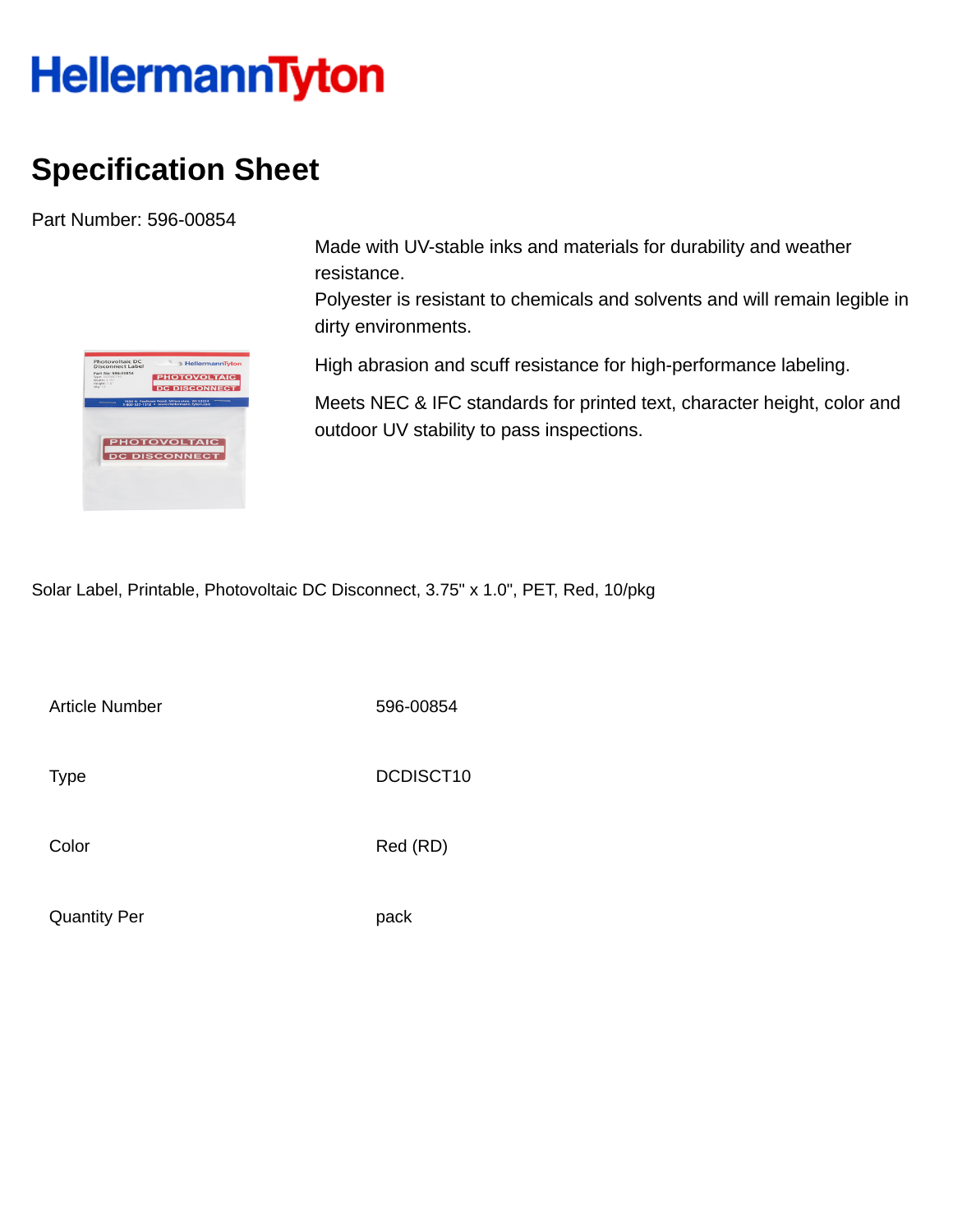HellermannTyton

# Specification Sheet

Part Number: 596-00854

Made with UV-stable inks and materials for durability and weather resistance.
Polyester is resistant to chemicals and solvents and will remain legible in dirty environments.

High abrasion and scuff resistance for high-performance labeling.

Meets NEC & IFC standards for printed text, character height, color and outdoor UV stability to pass inspections.

Solar Label, Printable, Photovoltaic DC Disconnect, 3.75" x 1.0", PET, Red, 10/pkg

| | |
|---|---|
| Article Number | 596-00854 |
| Type | DCDISCT10 |
| Color | Red (RD) |
| Quantity Per | pack |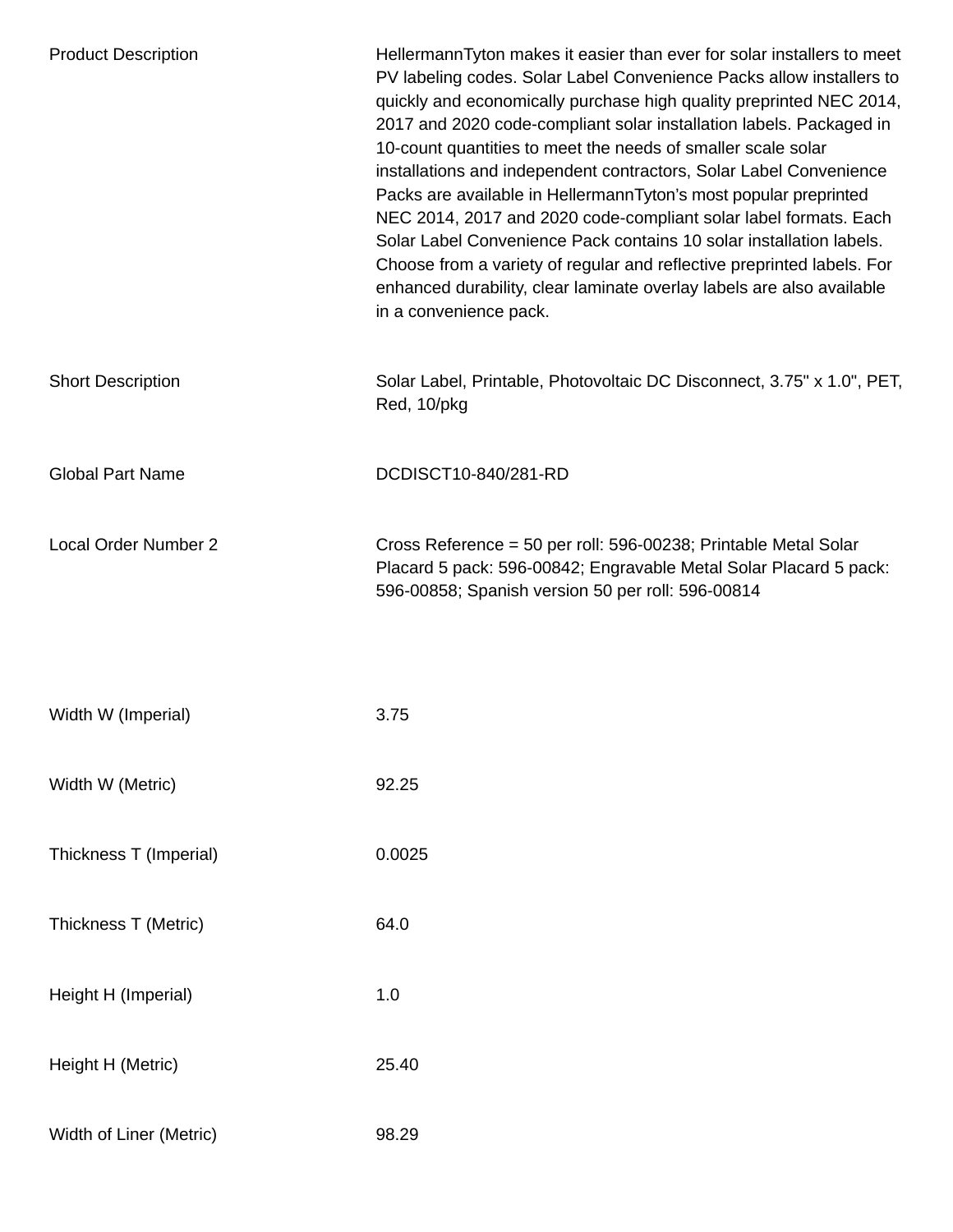| | |
|---|---|
| Product Description | HellermannTyton makes it easier than ever for solar installers to meet PV labeling codes. Solar Label Convenience Packs allow installers to quickly and economically purchase high quality preprinted NEC 2014, 2017 and 2020 code-compliant solar installation labels. Packaged in 10-count quantities to meet the needs of smaller scale solar installations and independent contractors, Solar Label Convenience Packs are available in HellermannTyton's most popular preprinted NEC 2014, 2017 and 2020 code-compliant solar label formats. Each Solar Label Convenience Pack contains 10 solar installation labels. Choose from a variety of regular and reflective preprinted labels. For enhanced durability, clear laminate overlay labels are also available in a convenience pack. |
| Short Description | Solar Label, Printable, Photovoltaic DC Disconnect, 3.75" x 1.0", PET, Red, 10/pkg |
| Global Part Name | DCDISCT10-840/281-RD |
| Local Order Number 2 | Cross Reference = 50 per roll: 596-00238; Printable Metal Solar Placard 5 pack: 596-00842; Engravable Metal Solar Placard 5 pack: 596-00858; Spanish version 50 per roll: 596-00814 |
| Width W (Imperial) | 3.75 |
| Width W (Metric) | 92.25 |
| Thickness T (Imperial) | 0.0025 |
| Thickness T (Metric) | 64.0 |
| Height H (Imperial) | 1.0 |
| Height H (Metric) | 25.40 |
| Width of Liner (Metric) | 98.29 |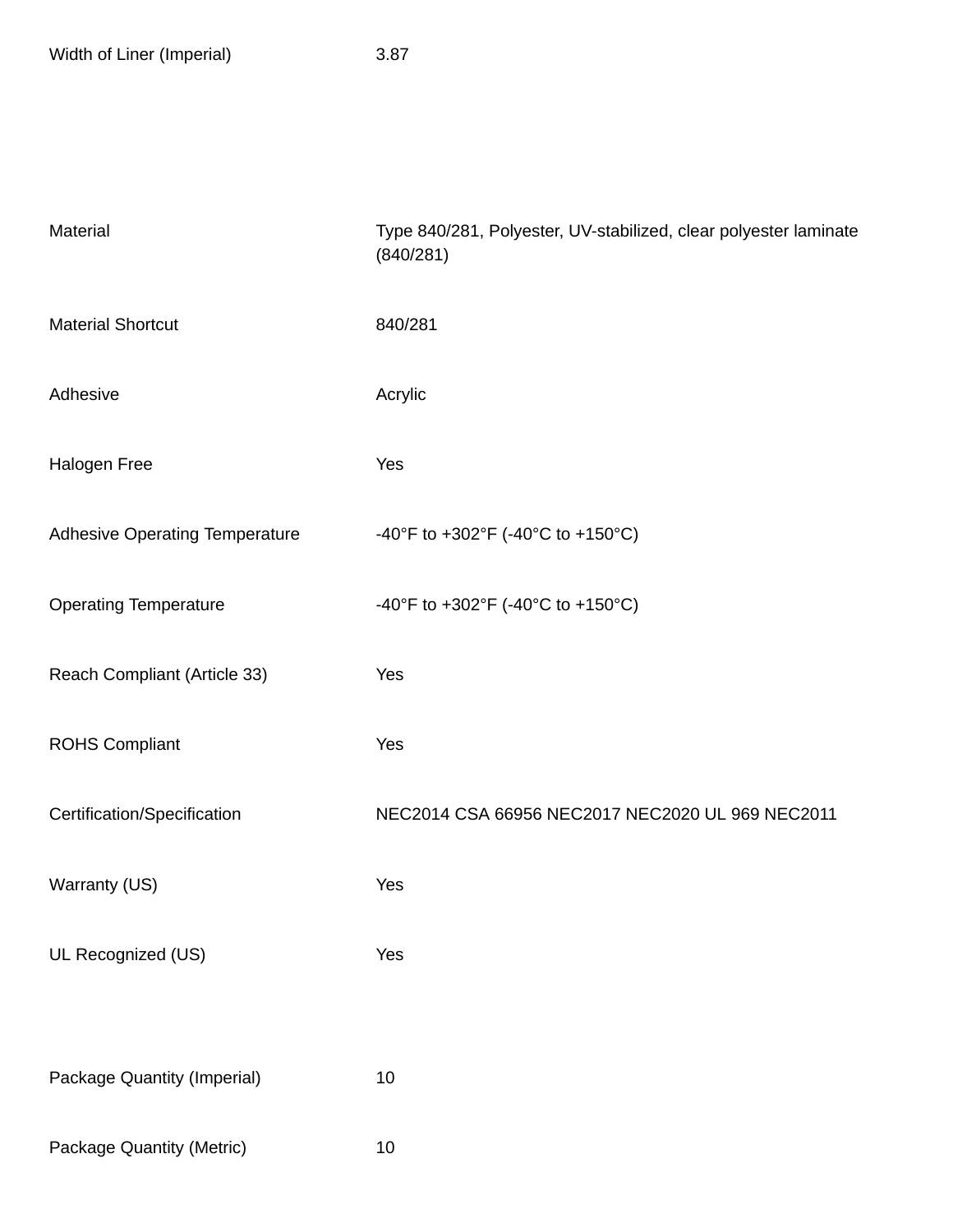| | |
|---|---|
| Width of Liner (Imperial) | 3.87 |
| Material | Type 840/281, Polyester, UV-stabilized, clear polyester laminate (840/281) |
| Material Shortcut | 840/281 |
| Adhesive | Acrylic |
| Halogen Free | Yes |
| Adhesive Operating Temperature | -40°F to +302°F (-40°C to +150°C) |
| Operating Temperature | -40°F to +302°F (-40°C to +150°C) |
| Reach Compliant (Article 33) | Yes |
| ROHS Compliant | Yes |
| Certification/Specification | NEC2014 CSA 66956 NEC2017 NEC2020 UL 969 NEC2011 |
| Warranty (US) | Yes |
| UL Recognized (US) | Yes |
| Package Quantity (Imperial) | 10 |
| Package Quantity (Metric) | 10 |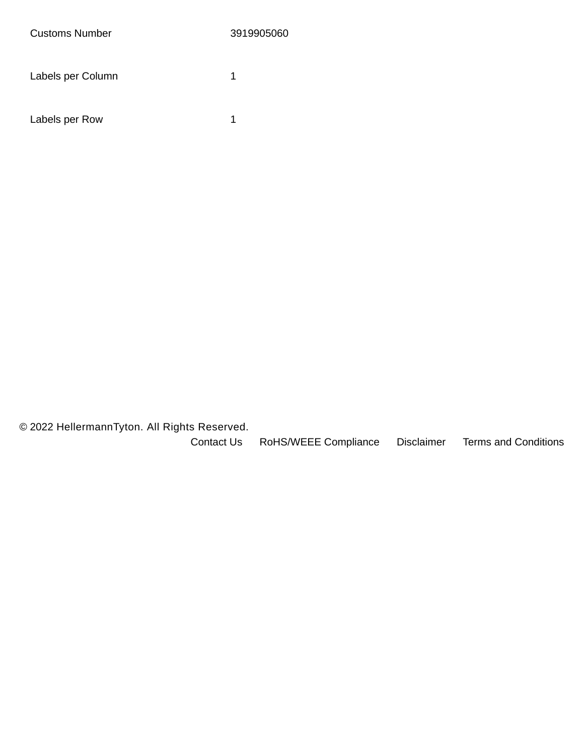| | |
|---|---|
| Customs Number | 3919905060 |
| Labels per Column | 1 |
| Labels per Row | 1 |

© 2022 HellermannTyton. All Rights Reserved.

Contact Us RoHS/WEEE Compliance Disclaimer Terms and Conditions